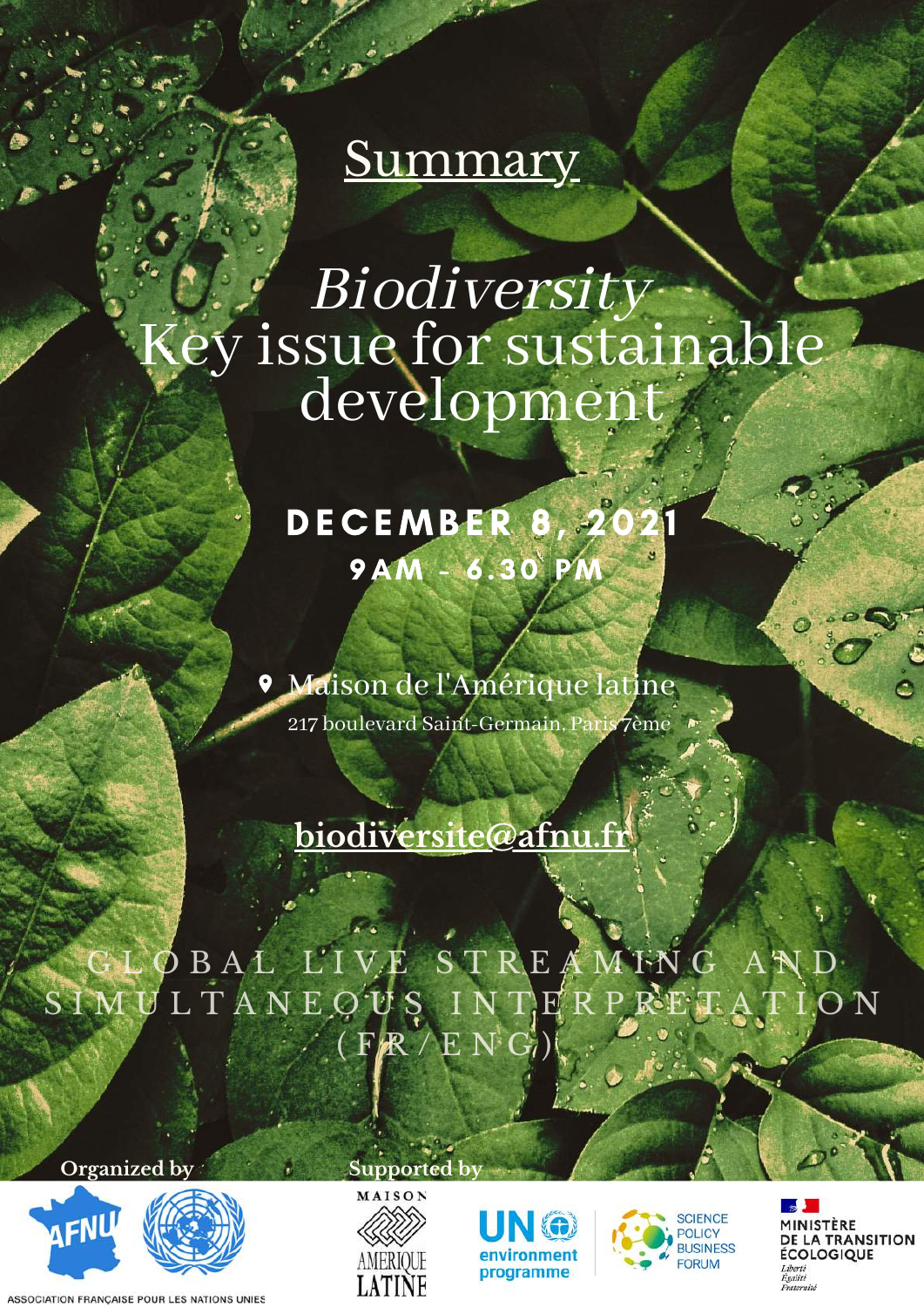# Summary

# *Biodiversity*
# Key issue for sustainable development

**DECEMBER 8, 2021**

**9AM - 6.30 PM**

Maison de l'Amérique latine

217 boulevard Saint-Germain, Paris 7ème

**biodiversite@afnu.fr**

GLOBAL LIVE STREAMING AND SIMULTANEOUS INTERPRETATION (FR/ENG)

**Organized by**

AFNU

ASSOCIATION FRANÇAISE POUR LES NATIONS UNIES

**Supported by**

MAISON AMERIQUE LATINE

UN environment programme

SCIENCE POLICY BUSINESS FORUM

MINISTÈRE DE LA TRANSITION ÉCOLOGIQUE

*Liberté Égalité Fraternité*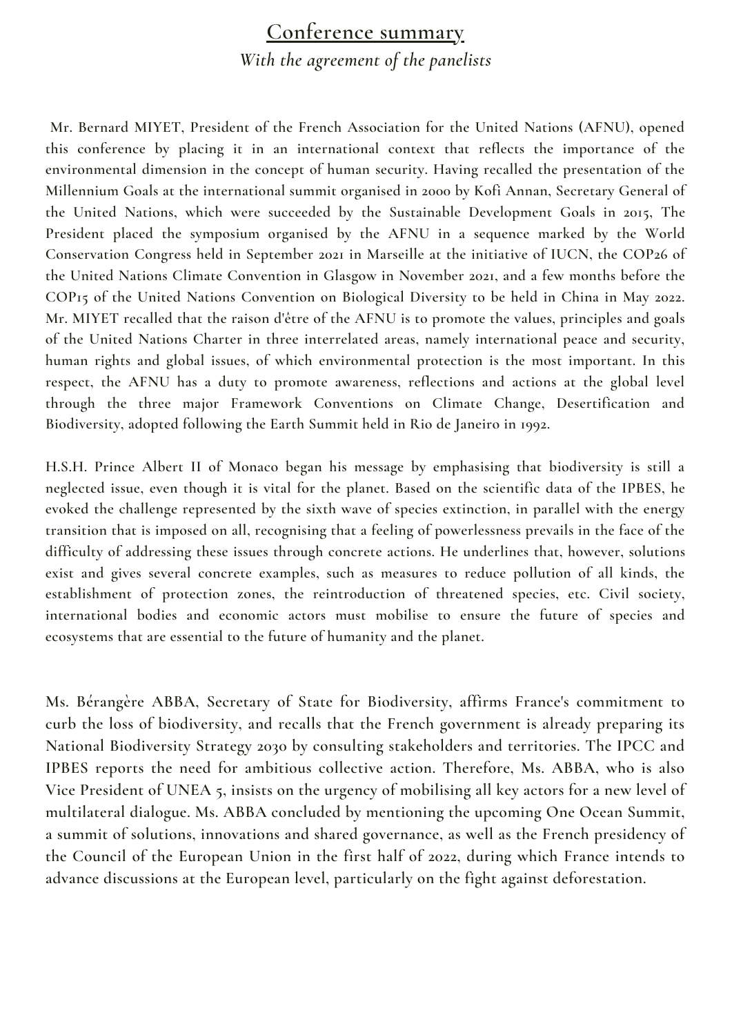## Conference summary

*With the agreement of the panelists*

Mr. Bernard MIYET, President of the French Association for the United Nations (AFNU), opened this conference by placing it in an international context that reflects the importance of the environmental dimension in the concept of human security. Having recalled the presentation of the Millennium Goals at the international summit organised in 2000 by Kofi Annan, Secretary General of the United Nations, which were succeeded by the Sustainable Development Goals in 2015, The President placed the symposium organised by the AFNU in a sequence marked by the World Conservation Congress held in September 2021 in Marseille at the initiative of IUCN, the COP26 of the United Nations Climate Convention in Glasgow in November 2021, and a few months before the COP15 of the United Nations Convention on Biological Diversity to be held in China in May 2022. Mr. MIYET recalled that the raison d'être of the AFNU is to promote the values, principles and goals of the United Nations Charter in three interrelated areas, namely international peace and security, human rights and global issues, of which environmental protection is the most important. In this respect, the AFNU has a duty to promote awareness, reflections and actions at the global level through the three major Framework Conventions on Climate Change, Desertification and Biodiversity, adopted following the Earth Summit held in Rio de Janeiro in 1992.

H.S.H. Prince Albert II of Monaco began his message by emphasising that biodiversity is still a neglected issue, even though it is vital for the planet. Based on the scientific data of the IPBES, he evoked the challenge represented by the sixth wave of species extinction, in parallel with the energy transition that is imposed on all, recognising that a feeling of powerlessness prevails in the face of the difficulty of addressing these issues through concrete actions. He underlines that, however, solutions exist and gives several concrete examples, such as measures to reduce pollution of all kinds, the establishment of protection zones, the reintroduction of threatened species, etc. Civil society, international bodies and economic actors must mobilise to ensure the future of species and ecosystems that are essential to the future of humanity and the planet.

Ms. Bérangère ABBA, Secretary of State for Biodiversity, affirms France's commitment to curb the loss of biodiversity, and recalls that the French government is already preparing its National Biodiversity Strategy 2030 by consulting stakeholders and territories. The IPCC and IPBES reports the need for ambitious collective action. Therefore, Ms. ABBA, who is also Vice President of UNEA 5, insists on the urgency of mobilising all key actors for a new level of multilateral dialogue. Ms. ABBA concluded by mentioning the upcoming One Ocean Summit, a summit of solutions, innovations and shared governance, as well as the French presidency of the Council of the European Union in the first half of 2022, during which France intends to advance discussions at the European level, particularly on the fight against deforestation.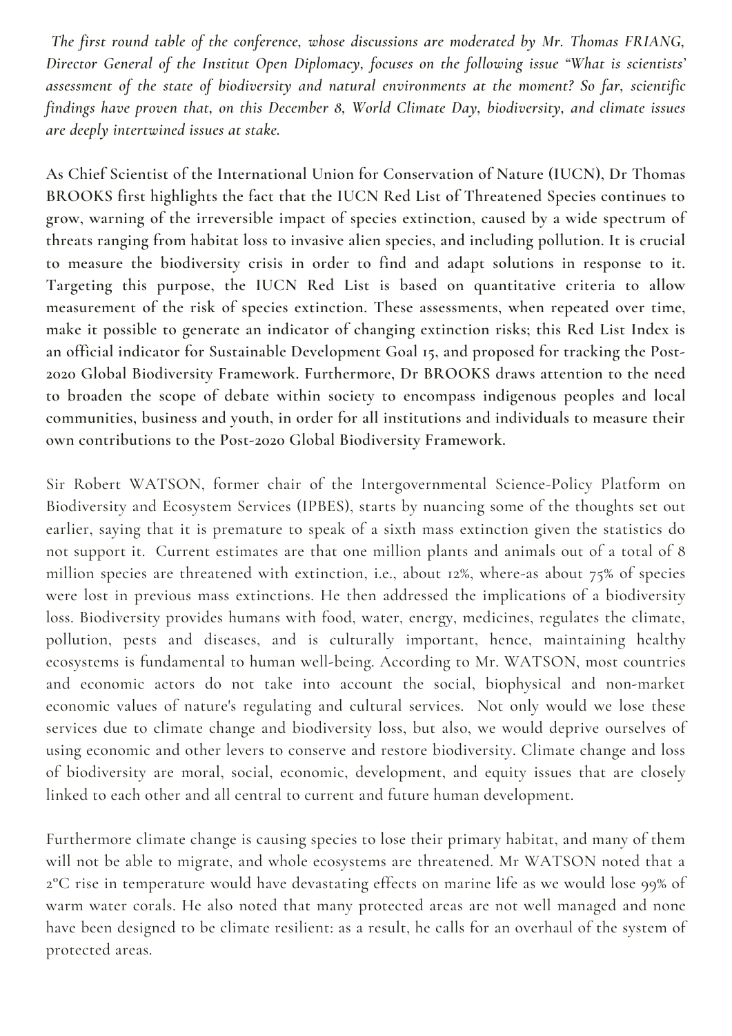*The first round table of the conference, whose discussions are moderated by Mr. Thomas FRIANG, Director General of the Institut Open Diplomacy, focuses on the following issue "What is scientists' assessment of the state of biodiversity and natural environments at the moment? So far, scientific findings have proven that, on this December 8, World Climate Day, biodiversity, and climate issues are deeply intertwined issues at stake.*

**As Chief Scientist of the International Union for Conservation of Nature (IUCN), Dr Thomas BROOKS first highlights the fact that the IUCN Red List of Threatened Species continues to grow, warning of the irreversible impact of species extinction, caused by a wide spectrum of threats ranging from habitat loss to invasive alien species, and including pollution. It is crucial to measure the biodiversity crisis in order to find and adapt solutions in response to it. Targeting this purpose, the IUCN Red List is based on quantitative criteria to allow measurement of the risk of species extinction. These assessments, when repeated over time, make it possible to generate an indicator of changing extinction risks; this Red List Index is an official indicator for Sustainable Development Goal 15, and proposed for tracking the Post-2020 Global Biodiversity Framework. Furthermore, Dr BROOKS draws attention to the need to broaden the scope of debate within society to encompass indigenous peoples and local communities, business and youth, in order for all institutions and individuals to measure their own contributions to the Post-2020 Global Biodiversity Framework.**

Sir Robert WATSON, former chair of the Intergovernmental Science-Policy Platform on Biodiversity and Ecosystem Services (IPBES), starts by nuancing some of the thoughts set out earlier, saying that it is premature to speak of a sixth mass extinction given the statistics do not support it. Current estimates are that one million plants and animals out of a total of 8 million species are threatened with extinction, i.e., about 12%, where-as about 75% of species were lost in previous mass extinctions. He then addressed the implications of a biodiversity loss. Biodiversity provides humans with food, water, energy, medicines, regulates the climate, pollution, pests and diseases, and is culturally important, hence, maintaining healthy ecosystems is fundamental to human well-being. According to Mr. WATSON, most countries and economic actors do not take into account the social, biophysical and non-market economic values of nature's regulating and cultural services. Not only would we lose these services due to climate change and biodiversity loss, but also, we would deprive ourselves of using economic and other levers to conserve and restore biodiversity. Climate change and loss of biodiversity are moral, social, economic, development, and equity issues that are closely linked to each other and all central to current and future human development.

Furthermore climate change is causing species to lose their primary habitat, and many of them will not be able to migrate, and whole ecosystems are threatened. Mr WATSON noted that a 2ºC rise in temperature would have devastating effects on marine life as we would lose 99% of warm water corals. He also noted that many protected areas are not well managed and none have been designed to be climate resilient: as a result, he calls for an overhaul of the system of protected areas.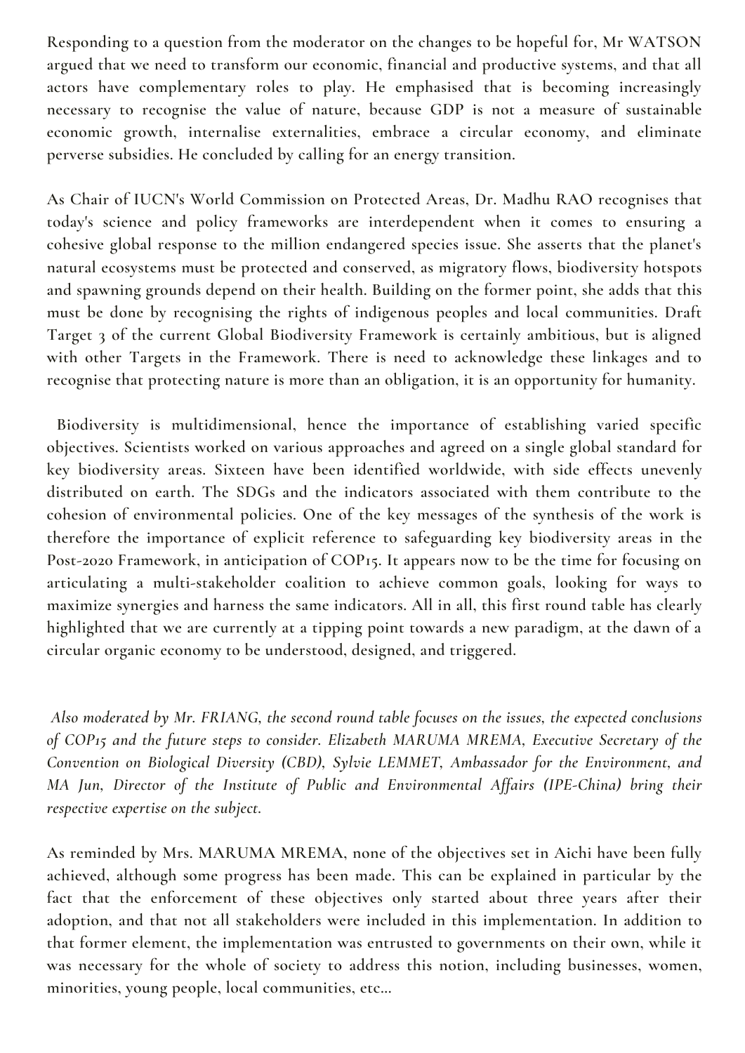Responding to a question from the moderator on the changes to be hopeful for, Mr WATSON argued that we need to transform our economic, financial and productive systems, and that all actors have complementary roles to play. He emphasised that is becoming increasingly necessary to recognise the value of nature, because GDP is not a measure of sustainable economic growth, internalise externalities, embrace a circular economy, and eliminate perverse subsidies. He concluded by calling for an energy transition.

As Chair of IUCN's World Commission on Protected Areas, Dr. Madhu RAO recognises that today's science and policy frameworks are interdependent when it comes to ensuring a cohesive global response to the million endangered species issue. She asserts that the planet's natural ecosystems must be protected and conserved, as migratory flows, biodiversity hotspots and spawning grounds depend on their health. Building on the former point, she adds that this must be done by recognising the rights of indigenous peoples and local communities. Draft Target 3 of the current Global Biodiversity Framework is certainly ambitious, but is aligned with other Targets in the Framework. There is need to acknowledge these linkages and to recognise that protecting nature is more than an obligation, it is an opportunity for humanity.

Biodiversity is multidimensional, hence the importance of establishing varied specific objectives. Scientists worked on various approaches and agreed on a single global standard for key biodiversity areas. Sixteen have been identified worldwide, with side effects unevenly distributed on earth. The SDGs and the indicators associated with them contribute to the cohesion of environmental policies. One of the key messages of the synthesis of the work is therefore the importance of explicit reference to safeguarding key biodiversity areas in the Post-2020 Framework, in anticipation of COP15. It appears now to be the time for focusing on articulating a multi-stakeholder coalition to achieve common goals, looking for ways to maximize synergies and harness the same indicators. All in all, this first round table has clearly highlighted that we are currently at a tipping point towards a new paradigm, at the dawn of a circular organic economy to be understood, designed, and triggered.

*Also moderated by Mr. FRIANG, the second round table focuses on the issues, the expected conclusions of COP15 and the future steps to consider. Elizabeth MARUMA MREMA, Executive Secretary of the Convention on Biological Diversity (CBD), Sylvie LEMMET, Ambassador for the Environment, and MA Jun, Director of the Institute of Public and Environmental Affairs (IPE-China) bring their respective expertise on the subject.*

As reminded by Mrs. MARUMA MREMA, none of the objectives set in Aichi have been fully achieved, although some progress has been made. This can be explained in particular by the fact that the enforcement of these objectives only started about three years after their adoption, and that not all stakeholders were included in this implementation. In addition to that former element, the implementation was entrusted to governments on their own, while it was necessary for the whole of society to address this notion, including businesses, women, minorities, young people, local communities, etc...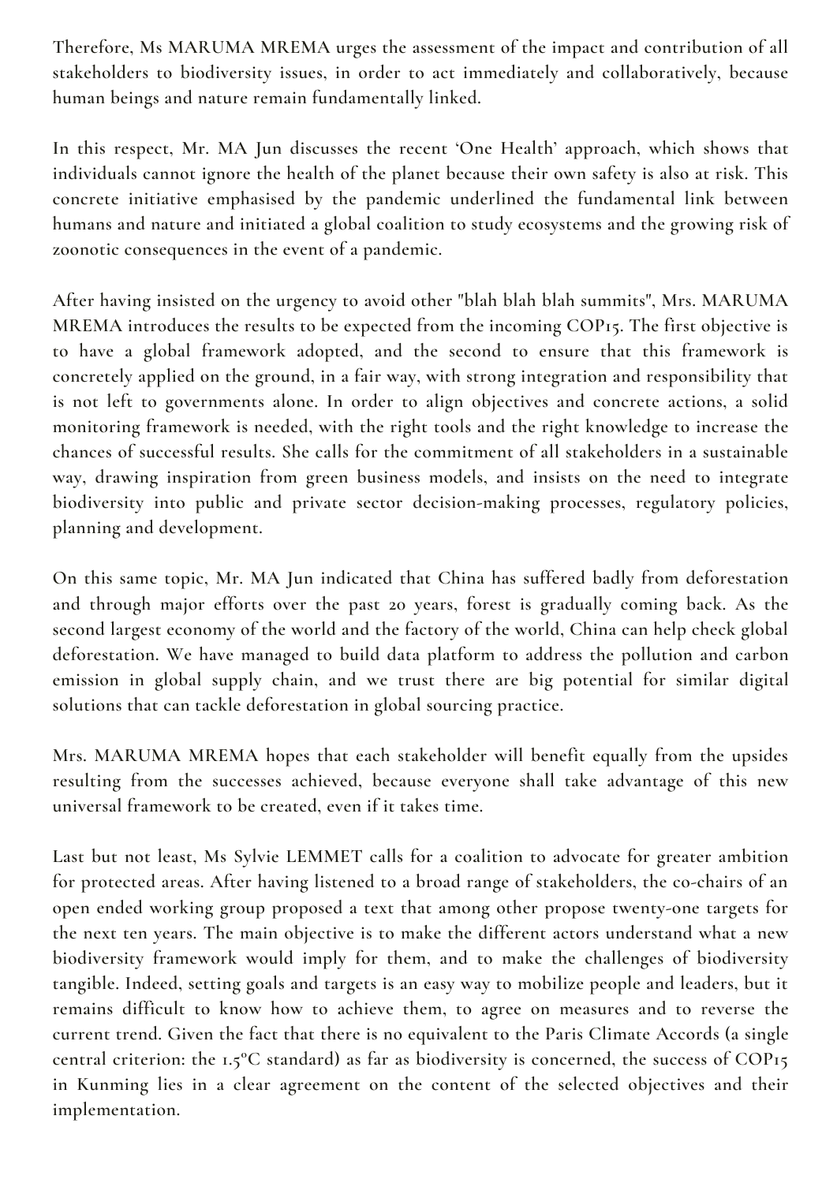Therefore, Ms MARUMA MREMA urges the assessment of the impact and contribution of all stakeholders to biodiversity issues, in order to act immediately and collaboratively, because human beings and nature remain fundamentally linked.

In this respect, Mr. MA Jun discusses the recent 'One Health' approach, which shows that individuals cannot ignore the health of the planet because their own safety is also at risk. This concrete initiative emphasised by the pandemic underlined the fundamental link between humans and nature and initiated a global coalition to study ecosystems and the growing risk of zoonotic consequences in the event of a pandemic.

After having insisted on the urgency to avoid other "blah blah blah summits", Mrs. MARUMA MREMA introduces the results to be expected from the incoming COP15. The first objective is to have a global framework adopted, and the second to ensure that this framework is concretely applied on the ground, in a fair way, with strong integration and responsibility that is not left to governments alone. In order to align objectives and concrete actions, a solid monitoring framework is needed, with the right tools and the right knowledge to increase the chances of successful results. She calls for the commitment of all stakeholders in a sustainable way, drawing inspiration from green business models, and insists on the need to integrate biodiversity into public and private sector decision-making processes, regulatory policies, planning and development.

On this same topic, Mr. MA Jun indicated that China has suffered badly from deforestation and through major efforts over the past 20 years, forest is gradually coming back. As the second largest economy of the world and the factory of the world, China can help check global deforestation. We have managed to build data platform to address the pollution and carbon emission in global supply chain, and we trust there are big potential for similar digital solutions that can tackle deforestation in global sourcing practice.

Mrs. MARUMA MREMA hopes that each stakeholder will benefit equally from the upsides resulting from the successes achieved, because everyone shall take advantage of this new universal framework to be created, even if it takes time.

Last but not least, Ms Sylvie LEMMET calls for a coalition to advocate for greater ambition for protected areas. After having listened to a broad range of stakeholders, the co-chairs of an open ended working group proposed a text that among other propose twenty-one targets for the next ten years. The main objective is to make the different actors understand what a new biodiversity framework would imply for them, and to make the challenges of biodiversity tangible. Indeed, setting goals and targets is an easy way to mobilize people and leaders, but it remains difficult to know how to achieve them, to agree on measures and to reverse the current trend. Given the fact that there is no equivalent to the Paris Climate Accords (a single central criterion: the 1.5°C standard) as far as biodiversity is concerned, the success of COP15 in Kunming lies in a clear agreement on the content of the selected objectives and their implementation.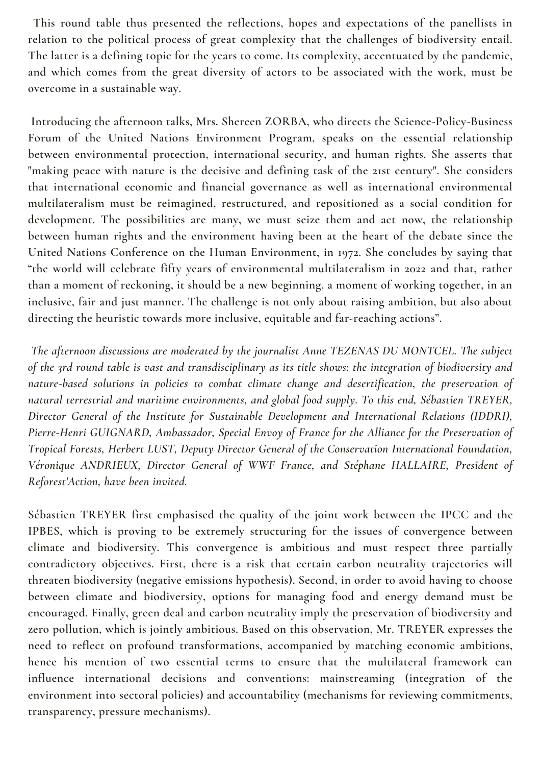This round table thus presented the reflections, hopes and expectations of the panellists in relation to the political process of great complexity that the challenges of biodiversity entail. The latter is a defining topic for the years to come. Its complexity, accentuated by the pandemic, and which comes from the great diversity of actors to be associated with the work, must be overcome in a sustainable way.

Introducing the afternoon talks, Mrs. Shereen ZORBA, who directs the Science-Policy-Business Forum of the United Nations Environment Program, speaks on the essential relationship between environmental protection, international security, and human rights. She asserts that "making peace with nature is the decisive and defining task of the 21st century". She considers that international economic and financial governance as well as international environmental multilateralism must be reimagined, restructured, and repositioned as a social condition for development. The possibilities are many, we must seize them and act now, the relationship between human rights and the environment having been at the heart of the debate since the United Nations Conference on the Human Environment, in 1972. She concludes by saying that "the world will celebrate fifty years of environmental multilateralism in 2022 and that, rather than a moment of reckoning, it should be a new beginning, a moment of working together, in an inclusive, fair and just manner. The challenge is not only about raising ambition, but also about directing the heuristic towards more inclusive, equitable and far-reaching actions".

*The afternoon discussions are moderated by the journalist Anne TEZENAS DU MONTCEL. The subject of the 3rd round table is vast and transdisciplinary as its title shows: the integration of biodiversity and nature-based solutions in policies to combat climate change and desertification, the preservation of natural terrestrial and maritime environments, and global food supply. To this end, Sébastien TREYER, Director General of the Institute for Sustainable Development and International Relations (IDDRI), Pierre-Henri GUIGNARD, Ambassador, Special Envoy of France for the Alliance for the Preservation of Tropical Forests, Herbert LUST, Deputy Director General of the Conservation International Foundation, Véronique ANDRIEUX, Director General of WWF France, and Stéphane HALLAIRE, President of Reforest'Action, have been invited.*

Sébastien TREYER first emphasised the quality of the joint work between the IPCC and the IPBES, which is proving to be extremely structuring for the issues of convergence between climate and biodiversity. This convergence is ambitious and must respect three partially contradictory objectives. First, there is a risk that certain carbon neutrality trajectories will threaten biodiversity (negative emissions hypothesis). Second, in order to avoid having to choose between climate and biodiversity, options for managing food and energy demand must be encouraged. Finally, green deal and carbon neutrality imply the preservation of biodiversity and zero pollution, which is jointly ambitious. Based on this observation, Mr. TREYER expresses the need to reflect on profound transformations, accompanied by matching economic ambitions, hence his mention of two essential terms to ensure that the multilateral framework can influence international decisions and conventions: mainstreaming (integration of the environment into sectoral policies) and accountability (mechanisms for reviewing commitments, transparency, pressure mechanisms).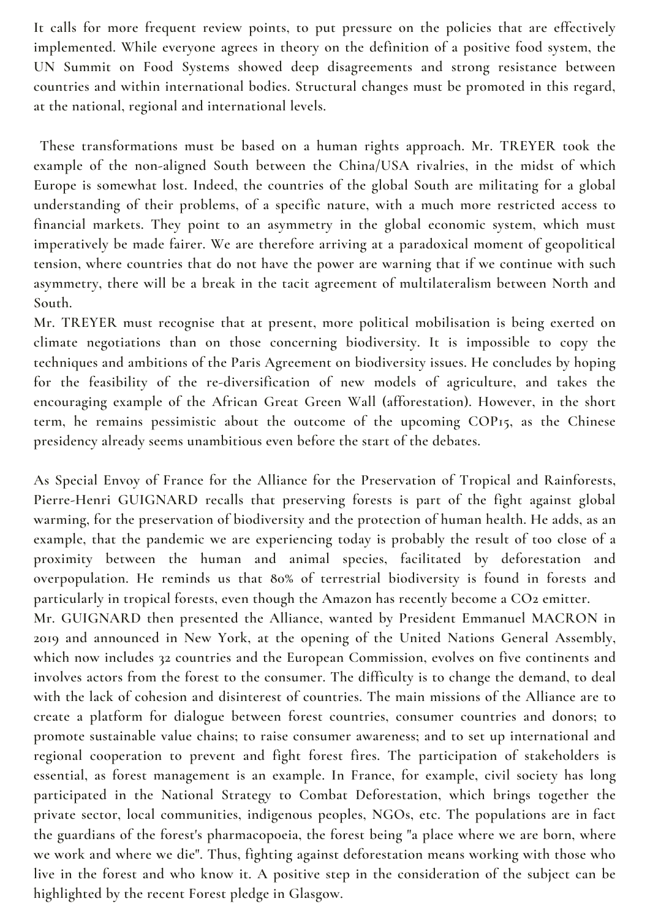It calls for more frequent review points, to put pressure on the policies that are effectively implemented. While everyone agrees in theory on the definition of a positive food system, the UN Summit on Food Systems showed deep disagreements and strong resistance between countries and within international bodies. Structural changes must be promoted in this regard, at the national, regional and international levels.

These transformations must be based on a human rights approach. Mr. TREYER took the example of the non-aligned South between the China/USA rivalries, in the midst of which Europe is somewhat lost. Indeed, the countries of the global South are militating for a global understanding of their problems, of a specific nature, with a much more restricted access to financial markets. They point to an asymmetry in the global economic system, which must imperatively be made fairer. We are therefore arriving at a paradoxical moment of geopolitical tension, where countries that do not have the power are warning that if we continue with such asymmetry, there will be a break in the tacit agreement of multilateralism between North and South.

Mr. TREYER must recognise that at present, more political mobilisation is being exerted on climate negotiations than on those concerning biodiversity. It is impossible to copy the techniques and ambitions of the Paris Agreement on biodiversity issues. He concludes by hoping for the feasibility of the re-diversification of new models of agriculture, and takes the encouraging example of the African Great Green Wall (afforestation). However, in the short term, he remains pessimistic about the outcome of the upcoming COP15, as the Chinese presidency already seems unambitious even before the start of the debates.

As Special Envoy of France for the Alliance for the Preservation of Tropical and Rainforests, Pierre-Henri GUIGNARD recalls that preserving forests is part of the fight against global warming, for the preservation of biodiversity and the protection of human health. He adds, as an example, that the pandemic we are experiencing today is probably the result of too close of a proximity between the human and animal species, facilitated by deforestation and overpopulation. He reminds us that 80% of terrestrial biodiversity is found in forests and particularly in tropical forests, even though the Amazon has recently become a $CO_2$ emitter.

Mr. GUIGNARD then presented the Alliance, wanted by President Emmanuel MACRON in 2019 and announced in New York, at the opening of the United Nations General Assembly, which now includes 32 countries and the European Commission, evolves on five continents and involves actors from the forest to the consumer. The difficulty is to change the demand, to deal with the lack of cohesion and disinterest of countries. The main missions of the Alliance are to create a platform for dialogue between forest countries, consumer countries and donors; to promote sustainable value chains; to raise consumer awareness; and to set up international and regional cooperation to prevent and fight forest fires. The participation of stakeholders is essential, as forest management is an example. In France, for example, civil society has long participated in the National Strategy to Combat Deforestation, which brings together the private sector, local communities, indigenous peoples, NGOs, etc. The populations are in fact the guardians of the forest's pharmacopoeia, the forest being "a place where we are born, where we work and where we die". Thus, fighting against deforestation means working with those who live in the forest and who know it. A positive step in the consideration of the subject can be highlighted by the recent Forest pledge in Glasgow.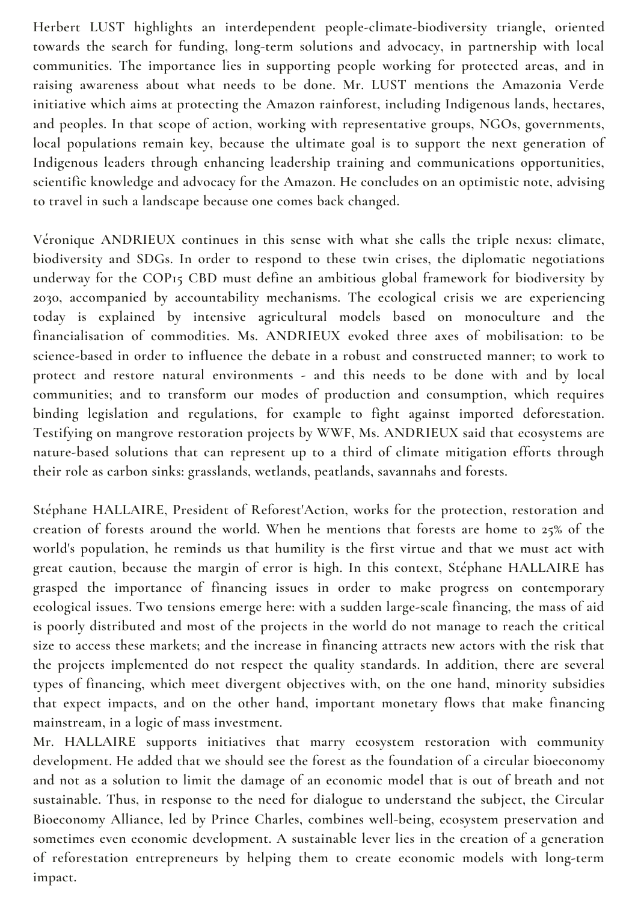Herbert LUST highlights an interdependent people-climate-biodiversity triangle, oriented towards the search for funding, long-term solutions and advocacy, in partnership with local communities. The importance lies in supporting people working for protected areas, and in raising awareness about what needs to be done. Mr. LUST mentions the Amazonia Verde initiative which aims at protecting the Amazon rainforest, including Indigenous lands, hectares, and peoples. In that scope of action, working with representative groups, NGOs, governments, local populations remain key, because the ultimate goal is to support the next generation of Indigenous leaders through enhancing leadership training and communications opportunities, scientific knowledge and advocacy for the Amazon. He concludes on an optimistic note, advising to travel in such a landscape because one comes back changed.

Véronique ANDRIEUX continues in this sense with what she calls the triple nexus: climate, biodiversity and SDGs. In order to respond to these twin crises, the diplomatic negotiations underway for the COP15 CBD must define an ambitious global framework for biodiversity by 2030, accompanied by accountability mechanisms. The ecological crisis we are experiencing today is explained by intensive agricultural models based on monoculture and the financialisation of commodities. Ms. ANDRIEUX evoked three axes of mobilisation: to be science-based in order to influence the debate in a robust and constructed manner; to work to protect and restore natural environments - and this needs to be done with and by local communities; and to transform our modes of production and consumption, which requires binding legislation and regulations, for example to fight against imported deforestation. Testifying on mangrove restoration projects by WWF, Ms. ANDRIEUX said that ecosystems are nature-based solutions that can represent up to a third of climate mitigation efforts through their role as carbon sinks: grasslands, wetlands, peatlands, savannahs and forests.

Stéphane HALLAIRE, President of Reforest'Action, works for the protection, restoration and creation of forests around the world. When he mentions that forests are home to 25% of the world's population, he reminds us that humility is the first virtue and that we must act with great caution, because the margin of error is high. In this context, Stéphane HALLAIRE has grasped the importance of financing issues in order to make progress on contemporary ecological issues. Two tensions emerge here: with a sudden large-scale financing, the mass of aid is poorly distributed and most of the projects in the world do not manage to reach the critical size to access these markets; and the increase in financing attracts new actors with the risk that the projects implemented do not respect the quality standards. In addition, there are several types of financing, which meet divergent objectives with, on the one hand, minority subsidies that expect impacts, and on the other hand, important monetary flows that make financing mainstream, in a logic of mass investment.
Mr. HALLAIRE supports initiatives that marry ecosystem restoration with community development. He added that we should see the forest as the foundation of a circular bioeconomy and not as a solution to limit the damage of an economic model that is out of breath and not sustainable. Thus, in response to the need for dialogue to understand the subject, the Circular Bioeconomy Alliance, led by Prince Charles, combines well-being, ecosystem preservation and sometimes even economic development. A sustainable lever lies in the creation of a generation of reforestation entrepreneurs by helping them to create economic models with long-term impact.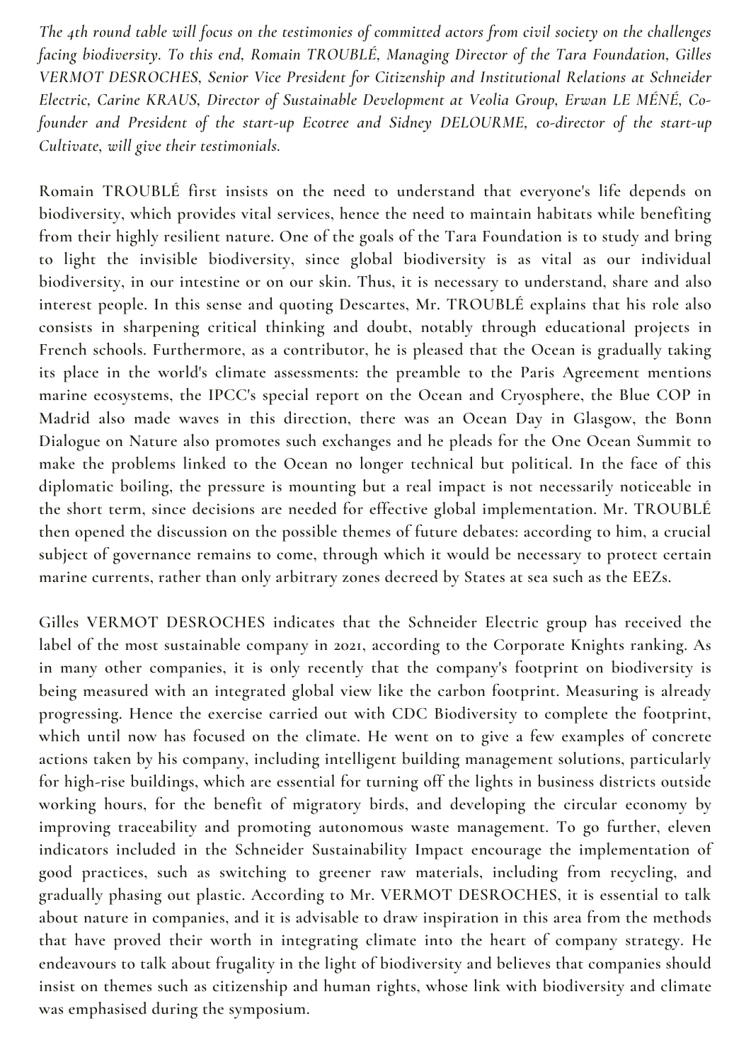*The 4th round table will focus on the testimonies of committed actors from civil society on the challenges facing biodiversity. To this end, Romain TROUBLÉ, Managing Director of the Tara Foundation, Gilles VERMOT DESROCHES, Senior Vice President for Citizenship and Institutional Relations at Schneider Electric, Carine KRAUS, Director of Sustainable Development at Veolia Group, Erwan LE MÉNÉ, Co-founder and President of the start-up Ecotree and Sidney DELOURME, co-director of the start-up Cultivate, will give their testimonials.*

Romain TROUBLÉ first insists on the need to understand that everyone's life depends on biodiversity, which provides vital services, hence the need to maintain habitats while benefiting from their highly resilient nature. One of the goals of the Tara Foundation is to study and bring to light the invisible biodiversity, since global biodiversity is as vital as our individual biodiversity, in our intestine or on our skin. Thus, it is necessary to understand, share and also interest people. In this sense and quoting Descartes, Mr. TROUBLÉ explains that his role also consists in sharpening critical thinking and doubt, notably through educational projects in French schools. Furthermore, as a contributor, he is pleased that the Ocean is gradually taking its place in the world's climate assessments: the preamble to the Paris Agreement mentions marine ecosystems, the IPCC's special report on the Ocean and Cryosphere, the Blue COP in Madrid also made waves in this direction, there was an Ocean Day in Glasgow, the Bonn Dialogue on Nature also promotes such exchanges and he pleads for the One Ocean Summit to make the problems linked to the Ocean no longer technical but political. In the face of this diplomatic boiling, the pressure is mounting but a real impact is not necessarily noticeable in the short term, since decisions are needed for effective global implementation. Mr. TROUBLÉ then opened the discussion on the possible themes of future debates: according to him, a crucial subject of governance remains to come, through which it would be necessary to protect certain marine currents, rather than only arbitrary zones decreed by States at sea such as the EEZs.

Gilles VERMOT DESROCHES indicates that the Schneider Electric group has received the label of the most sustainable company in 2021, according to the Corporate Knights ranking. As in many other companies, it is only recently that the company's footprint on biodiversity is being measured with an integrated global view like the carbon footprint. Measuring is already progressing. Hence the exercise carried out with CDC Biodiversity to complete the footprint, which until now has focused on the climate. He went on to give a few examples of concrete actions taken by his company, including intelligent building management solutions, particularly for high-rise buildings, which are essential for turning off the lights in business districts outside working hours, for the benefit of migratory birds, and developing the circular economy by improving traceability and promoting autonomous waste management. To go further, eleven indicators included in the Schneider Sustainability Impact encourage the implementation of good practices, such as switching to greener raw materials, including from recycling, and gradually phasing out plastic. According to Mr. VERMOT DESROCHES, it is essential to talk about nature in companies, and it is advisable to draw inspiration in this area from the methods that have proved their worth in integrating climate into the heart of company strategy. He endeavours to talk about frugality in the light of biodiversity and believes that companies should insist on themes such as citizenship and human rights, whose link with biodiversity and climate was emphasised during the symposium.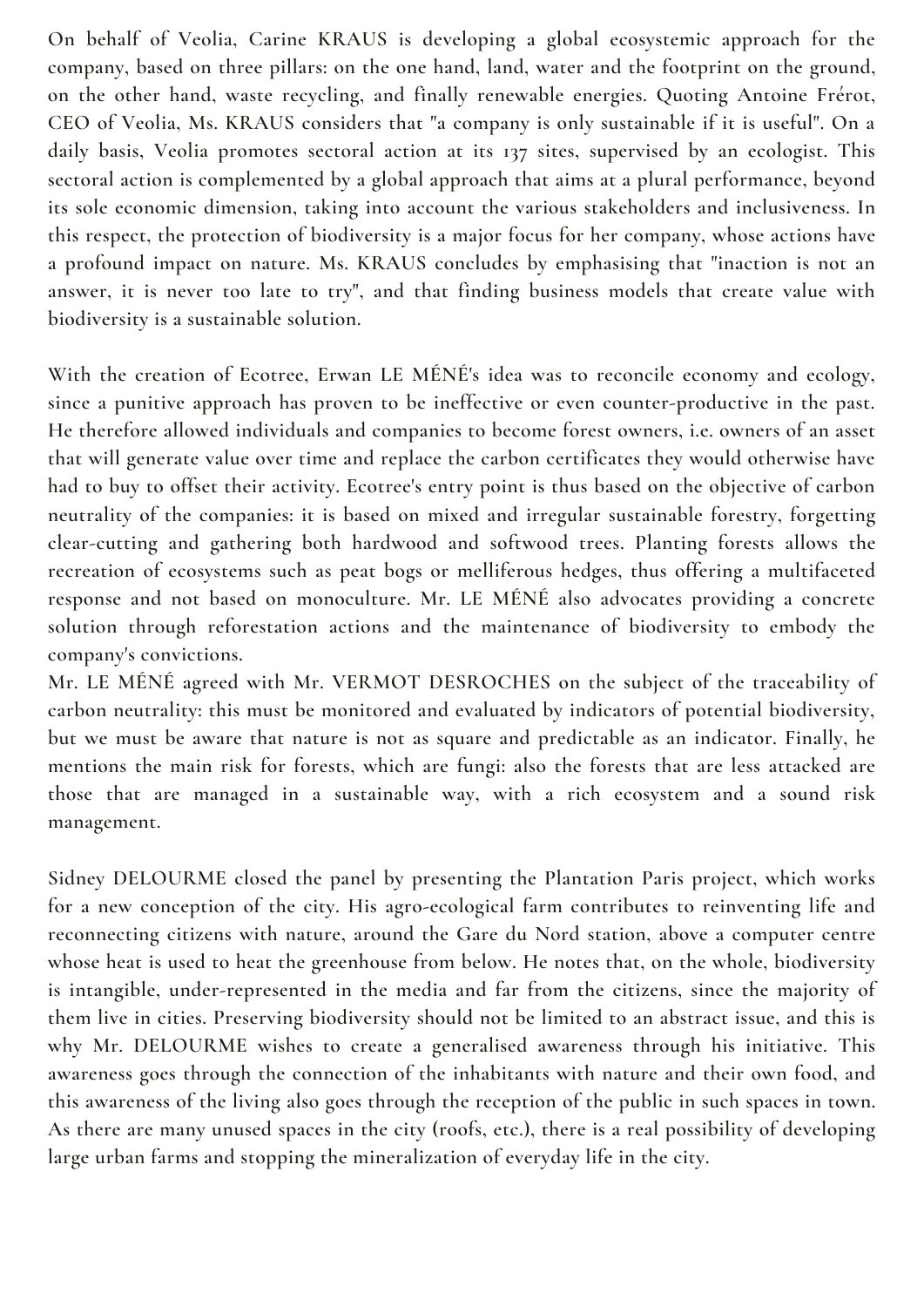On behalf of Veolia, Carine KRAUS is developing a global ecosystemic approach for the company, based on three pillars: on the one hand, land, water and the footprint on the ground, on the other hand, waste recycling, and finally renewable energies. Quoting Antoine Frérot, CEO of Veolia, Ms. KRAUS considers that "a company is only sustainable if it is useful". On a daily basis, Veolia promotes sectoral action at its 137 sites, supervised by an ecologist. This sectoral action is complemented by a global approach that aims at a plural performance, beyond its sole economic dimension, taking into account the various stakeholders and inclusiveness. In this respect, the protection of biodiversity is a major focus for her company, whose actions have a profound impact on nature. Ms. KRAUS concludes by emphasising that "inaction is not an answer, it is never too late to try", and that finding business models that create value with biodiversity is a sustainable solution.

With the creation of Ecotree, Erwan LE MÉNÉ's idea was to reconcile economy and ecology, since a punitive approach has proven to be ineffective or even counter-productive in the past. He therefore allowed individuals and companies to become forest owners, i.e. owners of an asset that will generate value over time and replace the carbon certificates they would otherwise have had to buy to offset their activity. Ecotree's entry point is thus based on the objective of carbon neutrality of the companies: it is based on mixed and irregular sustainable forestry, forgetting clear-cutting and gathering both hardwood and softwood trees. Planting forests allows the recreation of ecosystems such as peat bogs or melliferous hedges, thus offering a multifaceted response and not based on monoculture. Mr. LE MÉNÉ also advocates providing a concrete solution through reforestation actions and the maintenance of biodiversity to embody the company's convictions.
Mr. LE MÉNÉ agreed with Mr. VERMOT DESROCHES on the subject of the traceability of carbon neutrality: this must be monitored and evaluated by indicators of potential biodiversity, but we must be aware that nature is not as square and predictable as an indicator. Finally, he mentions the main risk for forests, which are fungi: also the forests that are less attacked are those that are managed in a sustainable way, with a rich ecosystem and a sound risk management.

Sidney DELOURME closed the panel by presenting the Plantation Paris project, which works for a new conception of the city. His agro-ecological farm contributes to reinventing life and reconnecting citizens with nature, around the Gare du Nord station, above a computer centre whose heat is used to heat the greenhouse from below. He notes that, on the whole, biodiversity is intangible, under-represented in the media and far from the citizens, since the majority of them live in cities. Preserving biodiversity should not be limited to an abstract issue, and this is why Mr. DELOURME wishes to create a generalised awareness through his initiative. This awareness goes through the connection of the inhabitants with nature and their own food, and this awareness of the living also goes through the reception of the public in such spaces in town. As there are many unused spaces in the city (roofs, etc.), there is a real possibility of developing large urban farms and stopping the mineralization of everyday life in the city.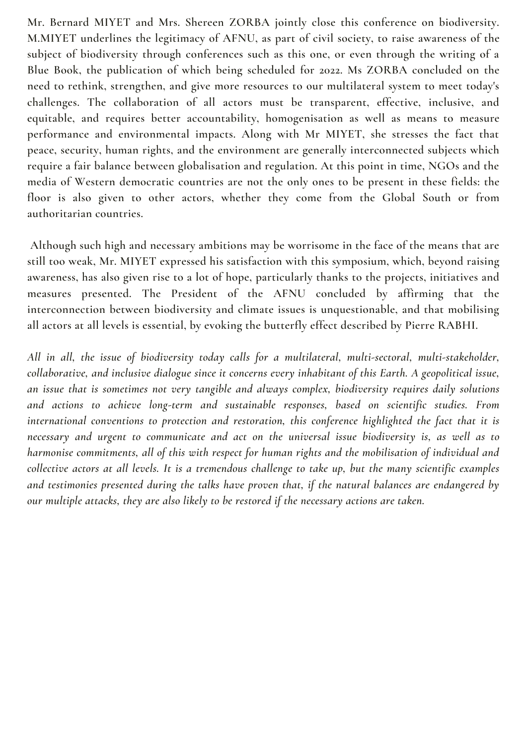Mr. Bernard MIYET and Mrs. Shereen ZORBA jointly close this conference on biodiversity. M.MIYET underlines the legitimacy of AFNU, as part of civil society, to raise awareness of the subject of biodiversity through conferences such as this one, or even through the writing of a Blue Book, the publication of which being scheduled for 2022. Ms ZORBA concluded on the need to rethink, strengthen, and give more resources to our multilateral system to meet today's challenges. The collaboration of all actors must be transparent, effective, inclusive, and equitable, and requires better accountability, homogenisation as well as means to measure performance and environmental impacts. Along with Mr MIYET, she stresses the fact that peace, security, human rights, and the environment are generally interconnected subjects which require a fair balance between globalisation and regulation. At this point in time, NGOs and the media of Western democratic countries are not the only ones to be present in these fields: the floor is also given to other actors, whether they come from the Global South or from authoritarian countries.

Although such high and necessary ambitions may be worrisome in the face of the means that are still too weak, Mr. MIYET expressed his satisfaction with this symposium, which, beyond raising awareness, has also given rise to a lot of hope, particularly thanks to the projects, initiatives and measures presented. The President of the AFNU concluded by affirming that the interconnection between biodiversity and climate issues is unquestionable, and that mobilising all actors at all levels is essential, by evoking the butterfly effect described by Pierre RABHI.

*All in all, the issue of biodiversity today calls for a multilateral, multi-sectoral, multi-stakeholder, collaborative, and inclusive dialogue since it concerns every inhabitant of this Earth. A geopolitical issue, an issue that is sometimes not very tangible and always complex, biodiversity requires daily solutions and actions to achieve long-term and sustainable responses, based on scientific studies. From international conventions to protection and restoration, this conference highlighted the fact that it is necessary and urgent to communicate and act on the universal issue biodiversity is, as well as to harmonise commitments, all of this with respect for human rights and the mobilisation of individual and collective actors at all levels. It is a tremendous challenge to take up, but the many scientific examples and testimonies presented during the talks have proven that, if the natural balances are endangered by our multiple attacks, they are also likely to be restored if the necessary actions are taken.*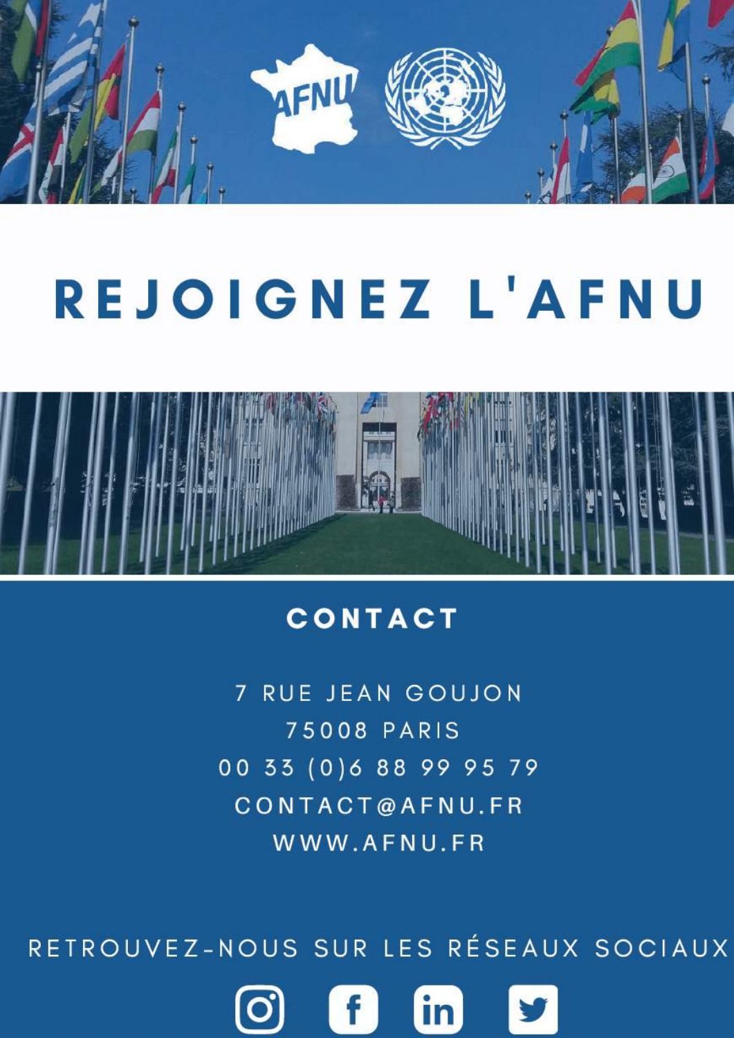# REJOIGNEZ L'AFNU

## CONTACT

7 RUE JEAN GOUJON
75008 PARIS
00 33 (0)6 88 99 95 79
CONTACT@AFNU.FR
WWW.AFNU.FR

RETROUVEZ-NOUS SUR LES RÉSEAUX SOCIAUX